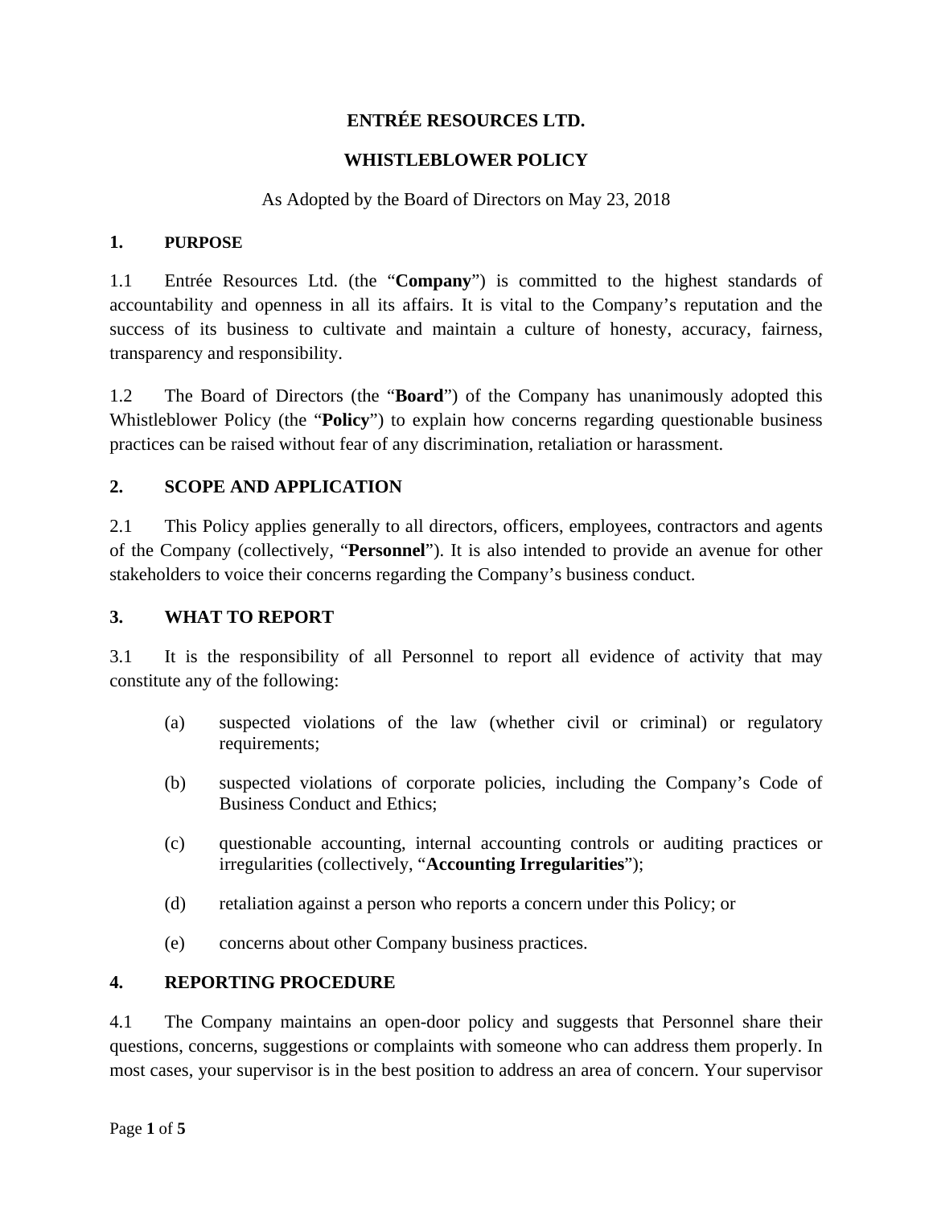# ENTRÉE RESOURCES LTD.

# WHISTLEBLOWER POLICY

As Adopted by the Board of Directors on May 23, 2018

## 1. PURPOSE

1.1 Entrée Resources Ltd. (the "**Company**") is committed to the highest standards of accountability and openness in all its affairs. It is vital to the Company's reputation and the success of its business to cultivate and maintain a culture of honesty, accuracy, fairness, transparency and responsibility.

1.2 The Board of Directors (the "**Board**") of the Company has unanimously adopted this Whistleblower Policy (the "**Policy**") to explain how concerns regarding questionable business practices can be raised without fear of any discrimination, retaliation or harassment.

## 2. SCOPE AND APPLICATION

2.1 This Policy applies generally to all directors, officers, employees, contractors and agents of the Company (collectively, "**Personnel**"). It is also intended to provide an avenue for other stakeholders to voice their concerns regarding the Company's business conduct.

## 3. WHAT TO REPORT

3.1 It is the responsibility of all Personnel to report all evidence of activity that may constitute any of the following:

(a) suspected violations of the law (whether civil or criminal) or regulatory requirements;

(b) suspected violations of corporate policies, including the Company's Code of Business Conduct and Ethics;

(c) questionable accounting, internal accounting controls or auditing practices or irregularities (collectively, "**Accounting Irregularities**");

(d) retaliation against a person who reports a concern under this Policy; or

(e) concerns about other Company business practices.

## 4. REPORTING PROCEDURE

4.1 The Company maintains an open-door policy and suggests that Personnel share their questions, concerns, suggestions or complaints with someone who can address them properly. In most cases, your supervisor is in the best position to address an area of concern. Your supervisor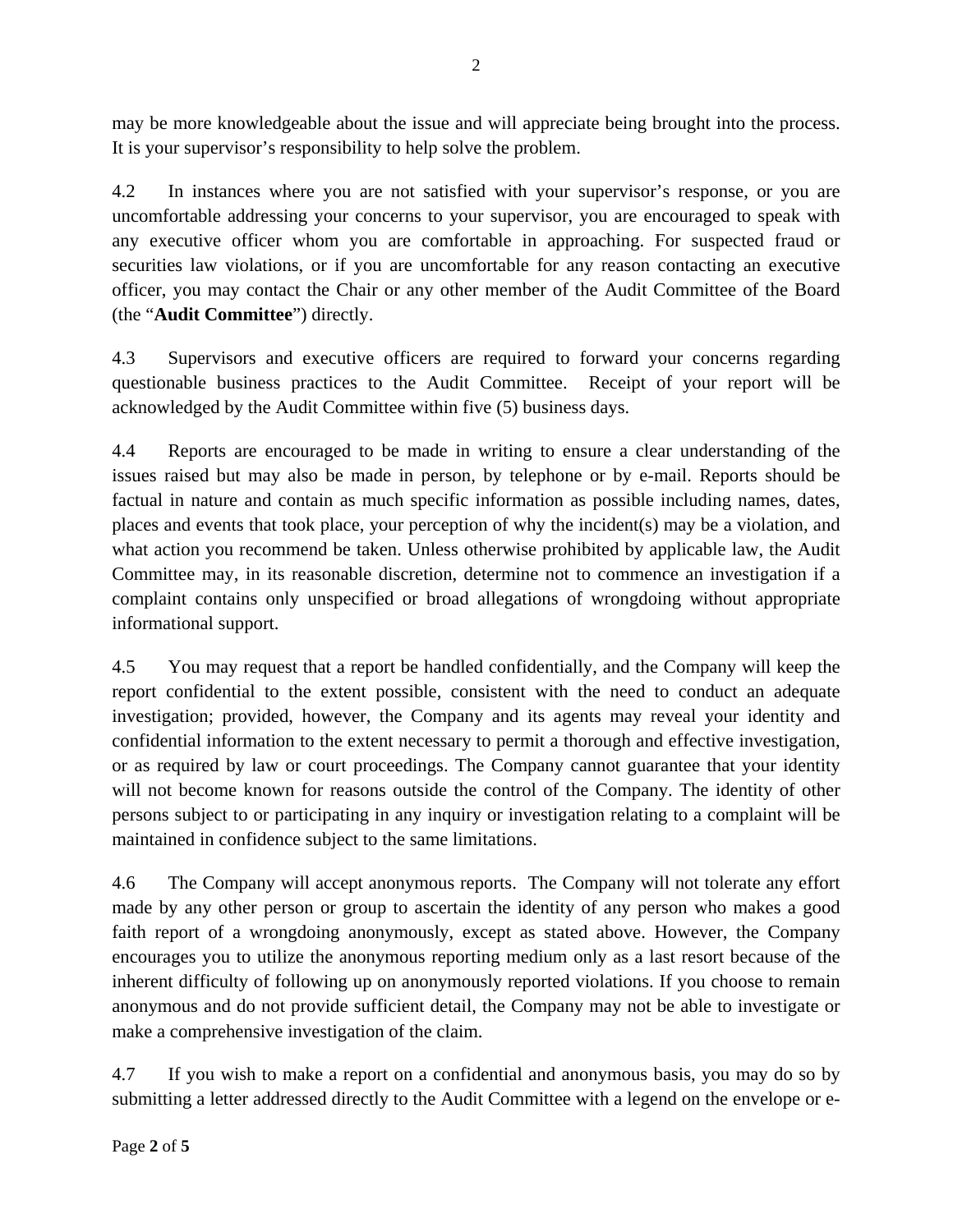may be more knowledgeable about the issue and will appreciate being brought into the process. It is your supervisor's responsibility to help solve the problem.

4.2 In instances where you are not satisfied with your supervisor's response, or you are uncomfortable addressing your concerns to your supervisor, you are encouraged to speak with any executive officer whom you are comfortable in approaching. For suspected fraud or securities law violations, or if you are uncomfortable for any reason contacting an executive officer, you may contact the Chair or any other member of the Audit Committee of the Board (the "**Audit Committee**") directly.

4.3 Supervisors and executive officers are required to forward your concerns regarding questionable business practices to the Audit Committee. Receipt of your report will be acknowledged by the Audit Committee within five (5) business days.

4.4 Reports are encouraged to be made in writing to ensure a clear understanding of the issues raised but may also be made in person, by telephone or by e-mail. Reports should be factual in nature and contain as much specific information as possible including names, dates, places and events that took place, your perception of why the incident(s) may be a violation, and what action you recommend be taken. Unless otherwise prohibited by applicable law, the Audit Committee may, in its reasonable discretion, determine not to commence an investigation if a complaint contains only unspecified or broad allegations of wrongdoing without appropriate informational support.

4.5 You may request that a report be handled confidentially, and the Company will keep the report confidential to the extent possible, consistent with the need to conduct an adequate investigation; provided, however, the Company and its agents may reveal your identity and confidential information to the extent necessary to permit a thorough and effective investigation, or as required by law or court proceedings. The Company cannot guarantee that your identity will not become known for reasons outside the control of the Company. The identity of other persons subject to or participating in any inquiry or investigation relating to a complaint will be maintained in confidence subject to the same limitations.

4.6 The Company will accept anonymous reports. The Company will not tolerate any effort made by any other person or group to ascertain the identity of any person who makes a good faith report of a wrongdoing anonymously, except as stated above. However, the Company encourages you to utilize the anonymous reporting medium only as a last resort because of the inherent difficulty of following up on anonymously reported violations. If you choose to remain anonymous and do not provide sufficient detail, the Company may not be able to investigate or make a comprehensive investigation of the claim.

4.7 If you wish to make a report on a confidential and anonymous basis, you may do so by submitting a letter addressed directly to the Audit Committee with a legend on the envelope or e-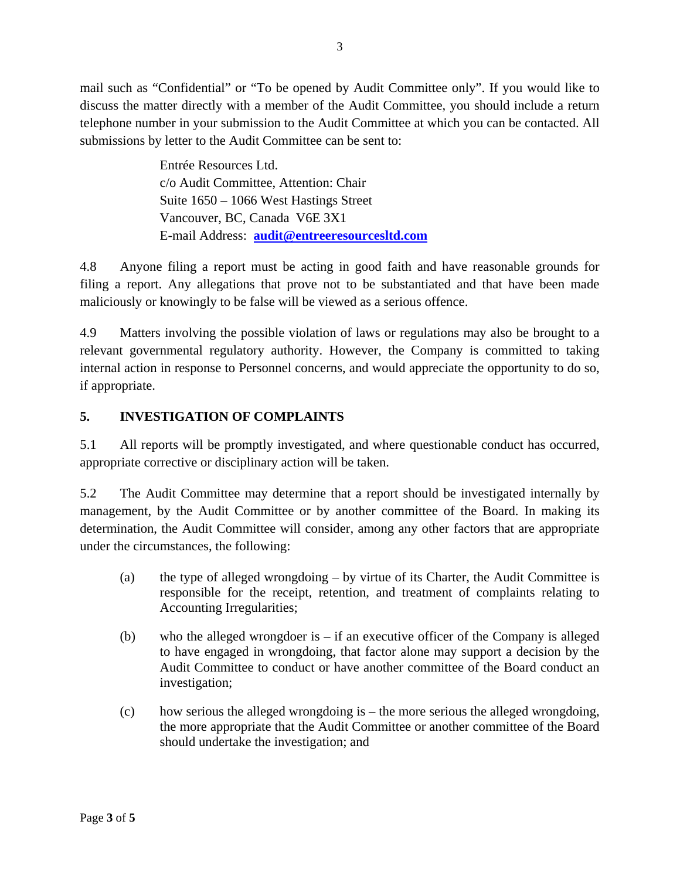mail such as “Confidential” or “To be opened by Audit Committee only”. If you would like to discuss the matter directly with a member of the Audit Committee, you should include a return telephone number in your submission to the Audit Committee at which you can be contacted. All submissions by letter to the Audit Committee can be sent to:

> Entrée Resources Ltd.
> c/o Audit Committee, Attention: Chair
> Suite 1650 – 1066 West Hastings Street
> Vancouver, BC, Canada V6E 3X1
> E-mail Address: **audit@entreeresourcesltd.com**

4.8 Anyone filing a report must be acting in good faith and have reasonable grounds for filing a report. Any allegations that prove not to be substantiated and that have been made maliciously or knowingly to be false will be viewed as a serious offence.

4.9 Matters involving the possible violation of laws or regulations may also be brought to a relevant governmental regulatory authority. However, the Company is committed to taking internal action in response to Personnel concerns, and would appreciate the opportunity to do so, if appropriate.

## 5. INVESTIGATION OF COMPLAINTS

5.1 All reports will be promptly investigated, and where questionable conduct has occurred, appropriate corrective or disciplinary action will be taken.

5.2 The Audit Committee may determine that a report should be investigated internally by management, by the Audit Committee or by another committee of the Board. In making its determination, the Audit Committee will consider, among any other factors that are appropriate under the circumstances, the following:

(a) the type of alleged wrongdoing – by virtue of its Charter, the Audit Committee is responsible for the receipt, retention, and treatment of complaints relating to Accounting Irregularities;

(b) who the alleged wrongdoer is – if an executive officer of the Company is alleged to have engaged in wrongdoing, that factor alone may support a decision by the Audit Committee to conduct or have another committee of the Board conduct an investigation;

(c) how serious the alleged wrongdoing is – the more serious the alleged wrongdoing, the more appropriate that the Audit Committee or another committee of the Board should undertake the investigation; and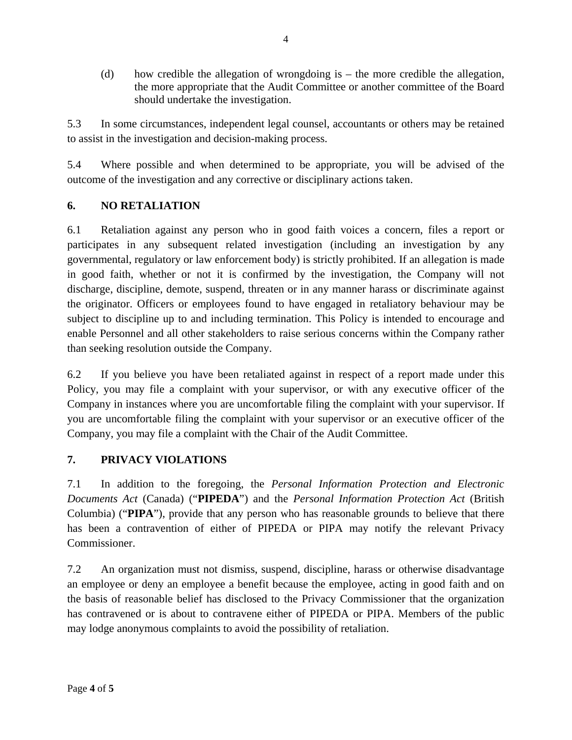(d) how credible the allegation of wrongdoing is – the more credible the allegation, the more appropriate that the Audit Committee or another committee of the Board should undertake the investigation.

5.3 In some circumstances, independent legal counsel, accountants or others may be retained to assist in the investigation and decision-making process.

5.4 Where possible and when determined to be appropriate, you will be advised of the outcome of the investigation and any corrective or disciplinary actions taken.

## 6. NO RETALIATION

6.1 Retaliation against any person who in good faith voices a concern, files a report or participates in any subsequent related investigation (including an investigation by any governmental, regulatory or law enforcement body) is strictly prohibited. If an allegation is made in good faith, whether or not it is confirmed by the investigation, the Company will not discharge, discipline, demote, suspend, threaten or in any manner harass or discriminate against the originator. Officers or employees found to have engaged in retaliatory behaviour may be subject to discipline up to and including termination. This Policy is intended to encourage and enable Personnel and all other stakeholders to raise serious concerns within the Company rather than seeking resolution outside the Company.

6.2 If you believe you have been retaliated against in respect of a report made under this Policy, you may file a complaint with your supervisor, or with any executive officer of the Company in instances where you are uncomfortable filing the complaint with your supervisor. If you are uncomfortable filing the complaint with your supervisor or an executive officer of the Company, you may file a complaint with the Chair of the Audit Committee.

## 7. PRIVACY VIOLATIONS

7.1 In addition to the foregoing, the *Personal Information Protection and Electronic Documents Act* (Canada) ("**PIPEDA**") and the *Personal Information Protection Act* (British Columbia) ("**PIPA**"), provide that any person who has reasonable grounds to believe that there has been a contravention of either of PIPEDA or PIPA may notify the relevant Privacy Commissioner.

7.2 An organization must not dismiss, suspend, discipline, harass or otherwise disadvantage an employee or deny an employee a benefit because the employee, acting in good faith and on the basis of reasonable belief has disclosed to the Privacy Commissioner that the organization has contravened or is about to contravene either of PIPEDA or PIPA. Members of the public may lodge anonymous complaints to avoid the possibility of retaliation.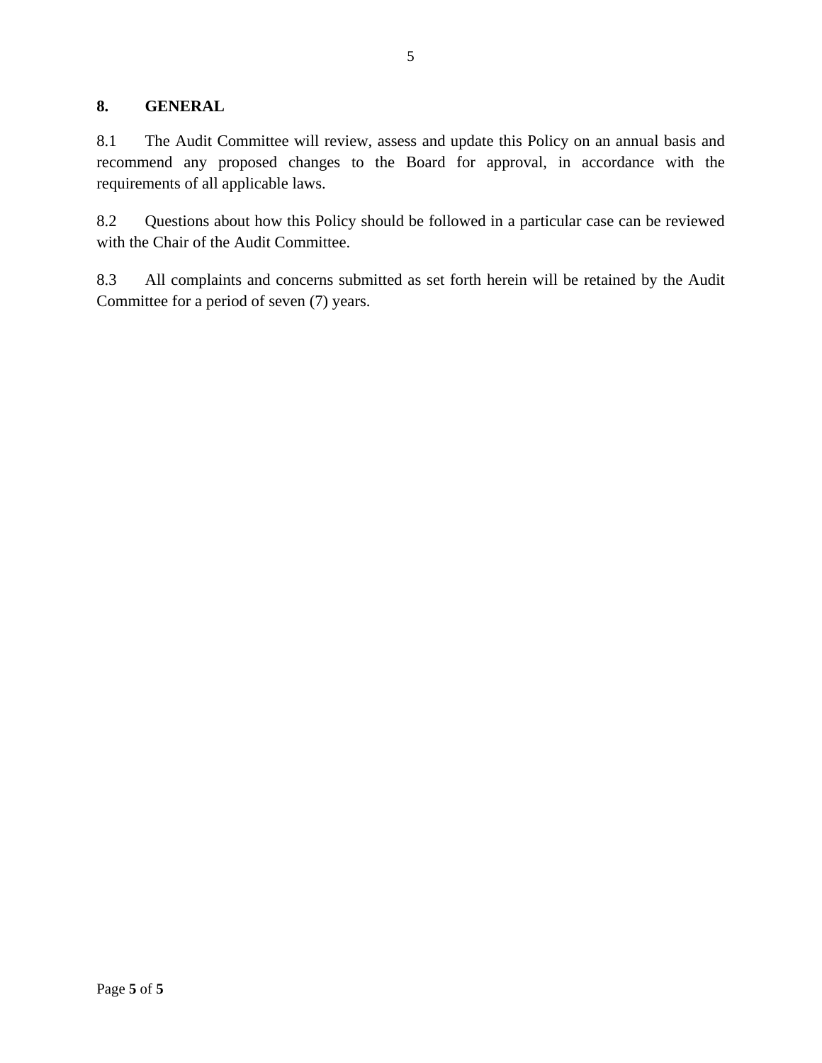## 8. GENERAL

8.1 The Audit Committee will review, assess and update this Policy on an annual basis and recommend any proposed changes to the Board for approval, in accordance with the requirements of all applicable laws.

8.2 Questions about how this Policy should be followed in a particular case can be reviewed with the Chair of the Audit Committee.

8.3 All complaints and concerns submitted as set forth herein will be retained by the Audit Committee for a period of seven (7) years.